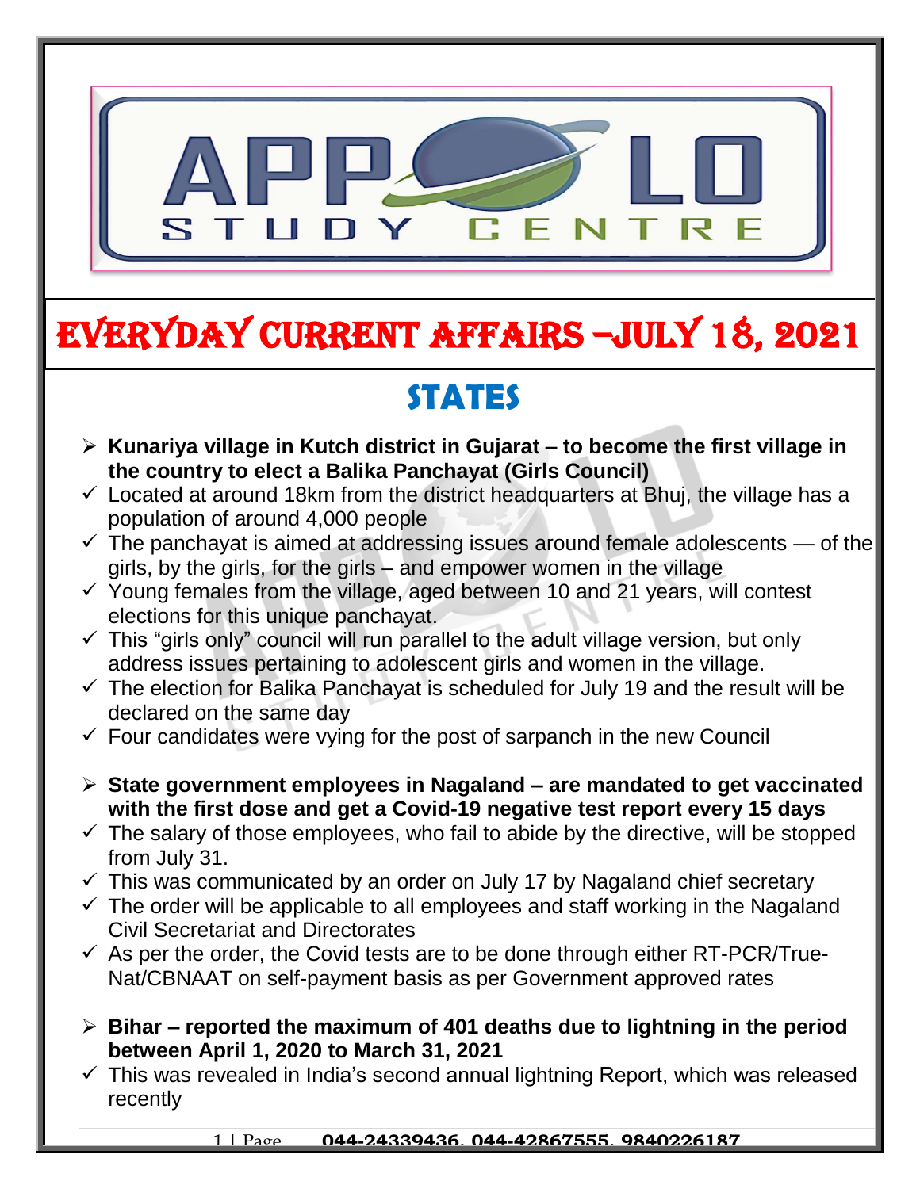# EVERYDAY CURRENT AFFAIRS –JULY 18, 2021

## STATES

- **Kunariya village in Kutch district in Gujarat – to become the first village in the country to elect a Balika Panchayat (Girls Council)**
  - ✓ Located at around 18km from the district headquarters at Bhuj, the village has a population of around 4,000 people
  - ✓ The panchayat is aimed at addressing issues around female adolescents — of the girls, by the girls, for the girls – and empower women in the village
  - ✓ Young females from the village, aged between 10 and 21 years, will contest elections for this unique panchayat.
  - ✓ This "girls only" council will run parallel to the adult village version, but only address issues pertaining to adolescent girls and women in the village.
  - ✓ The election for Balika Panchayat is scheduled for July 19 and the result will be declared on the same day
  - ✓ Four candidates were vying for the post of sarpanch in the new Council

- **State government employees in Nagaland – are mandated to get vaccinated with the first dose and get a Covid-19 negative test report every 15 days**
  - ✓ The salary of those employees, who fail to abide by the directive, will be stopped from July 31.
  - ✓ This was communicated by an order on July 17 by Nagaland chief secretary
  - ✓ The order will be applicable to all employees and staff working in the Nagaland Civil Secretariat and Directorates
  - ✓ As per the order, the Covid tests are to be done through either RT-PCR/True-Nat/CBNAAT on self-payment basis as per Government approved rates

- **Bihar – reported the maximum of 401 deaths due to lightning in the period between April 1, 2020 to March 31, 2021**
  - ✓ This was revealed in India's second annual lightning Report, which was released recently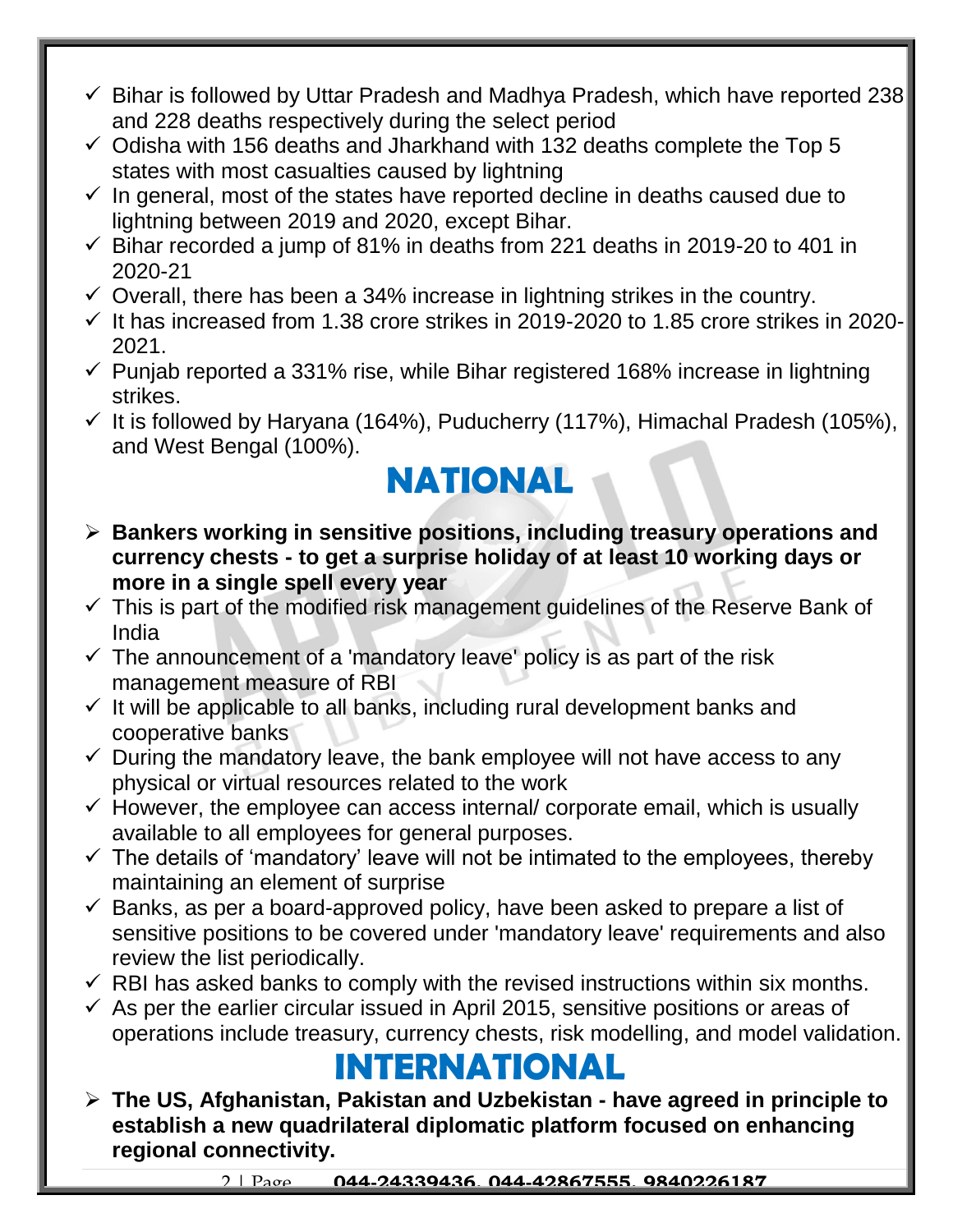- ✓ Bihar is followed by Uttar Pradesh and Madhya Pradesh, which have reported 238 and 228 deaths respectively during the select period
- ✓ Odisha with 156 deaths and Jharkhand with 132 deaths complete the Top 5 states with most casualties caused by lightning
- ✓ In general, most of the states have reported decline in deaths caused due to lightning between 2019 and 2020, except Bihar.
- ✓ Bihar recorded a jump of 81% in deaths from 221 deaths in 2019-20 to 401 in 2020-21
- ✓ Overall, there has been a 34% increase in lightning strikes in the country.
- ✓ It has increased from 1.38 crore strikes in 2019-2020 to 1.85 crore strikes in 2020-2021.
- ✓ Punjab reported a 331% rise, while Bihar registered 168% increase in lightning strikes.
- ✓ It is followed by Haryana (164%), Puducherry (117%), Himachal Pradesh (105%), and West Bengal (100%).

# NATIONAL

- **Bankers working in sensitive positions, including treasury operations and currency chests - to get a surprise holiday of at least 10 working days or more in a single spell every year**
- ✓ This is part of the modified risk management guidelines of the Reserve Bank of India
- ✓ The announcement of a 'mandatory leave' policy is as part of the risk management measure of RBI
- ✓ It will be applicable to all banks, including rural development banks and cooperative banks
- ✓ During the mandatory leave, the bank employee will not have access to any physical or virtual resources related to the work
- ✓ However, the employee can access internal/ corporate email, which is usually available to all employees for general purposes.
- ✓ The details of 'mandatory' leave will not be intimated to the employees, thereby maintaining an element of surprise
- ✓ Banks, as per a board-approved policy, have been asked to prepare a list of sensitive positions to be covered under 'mandatory leave' requirements and also review the list periodically.
- ✓ RBI has asked banks to comply with the revised instructions within six months.
- ✓ As per the earlier circular issued in April 2015, sensitive positions or areas of operations include treasury, currency chests, risk modelling, and model validation.

# INTERNATIONAL

- **The US, Afghanistan, Pakistan and Uzbekistan - have agreed in principle to establish a new quadrilateral diplomatic platform focused on enhancing regional connectivity.**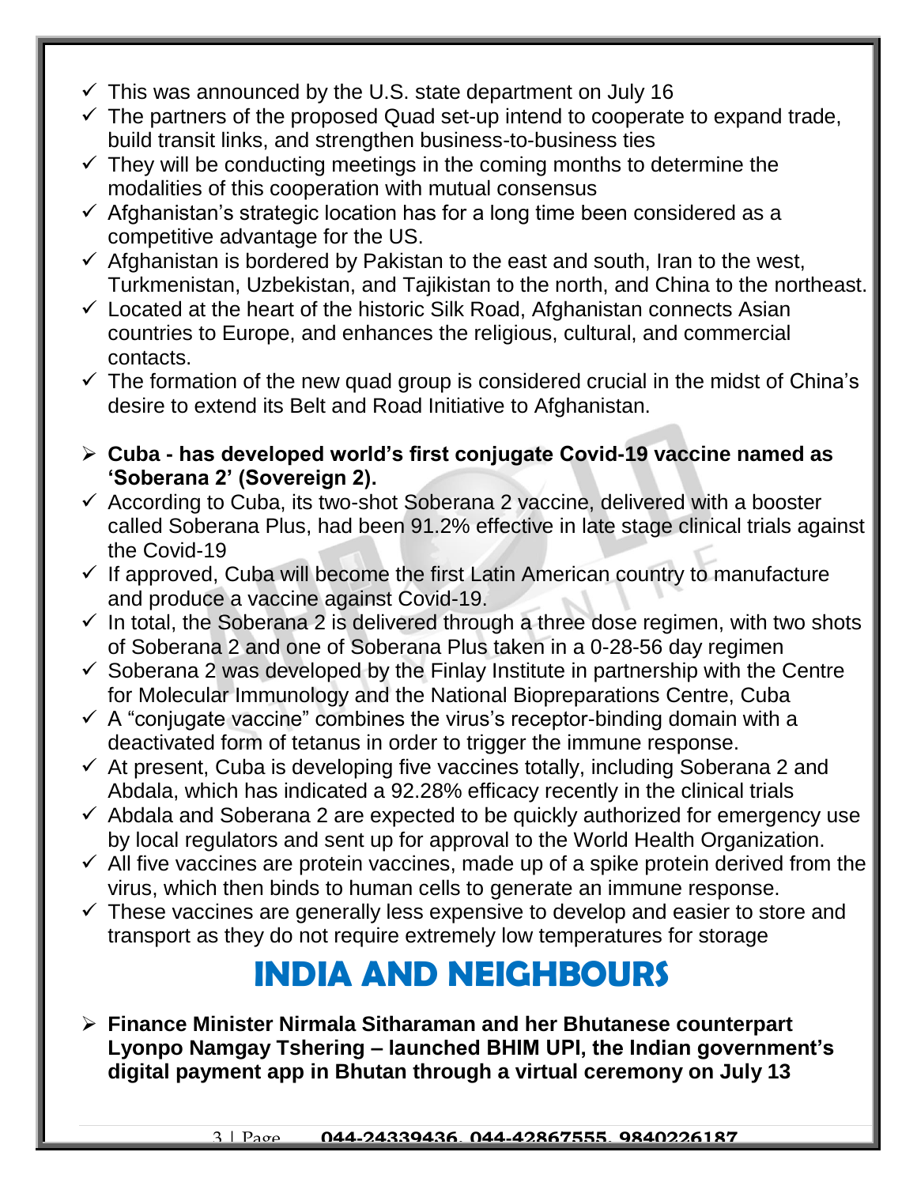- ✓ This was announced by the U.S. state department on July 16
- ✓ The partners of the proposed Quad set-up intend to cooperate to expand trade, build transit links, and strengthen business-to-business ties
- ✓ They will be conducting meetings in the coming months to determine the modalities of this cooperation with mutual consensus
- ✓ Afghanistan's strategic location has for a long time been considered as a competitive advantage for the US.
- ✓ Afghanistan is bordered by Pakistan to the east and south, Iran to the west, Turkmenistan, Uzbekistan, and Tajikistan to the north, and China to the northeast.
- ✓ Located at the heart of the historic Silk Road, Afghanistan connects Asian countries to Europe, and enhances the religious, cultural, and commercial contacts.
- ✓ The formation of the new quad group is considered crucial in the midst of China's desire to extend its Belt and Road Initiative to Afghanistan.

- **Cuba - has developed world's first conjugate Covid-19 vaccine named as 'Soberana 2' (Sovereign 2).**
- ✓ According to Cuba, its two-shot Soberana 2 vaccine, delivered with a booster called Soberana Plus, had been 91.2% effective in late stage clinical trials against the Covid-19
- ✓ If approved, Cuba will become the first Latin American country to manufacture and produce a vaccine against Covid-19.
- ✓ In total, the Soberana 2 is delivered through a three dose regimen, with two shots of Soberana 2 and one of Soberana Plus taken in a 0-28-56 day regimen
- ✓ Soberana 2 was developed by the Finlay Institute in partnership with the Centre for Molecular Immunology and the National Biopreparations Centre, Cuba
- ✓ A "conjugate vaccine" combines the virus's receptor-binding domain with a deactivated form of tetanus in order to trigger the immune response.
- ✓ At present, Cuba is developing five vaccines totally, including Soberana 2 and Abdala, which has indicated a 92.28% efficacy recently in the clinical trials
- ✓ Abdala and Soberana 2 are expected to be quickly authorized for emergency use by local regulators and sent up for approval to the World Health Organization.
- ✓ All five vaccines are protein vaccines, made up of a spike protein derived from the virus, which then binds to human cells to generate an immune response.
- ✓ These vaccines are generally less expensive to develop and easier to store and transport as they do not require extremely low temperatures for storage

# INDIA AND NEIGHBOURS

- **Finance Minister Nirmala Sitharaman and her Bhutanese counterpart Lyonpo Namgay Tshering – launched BHIM UPI, the Indian government's digital payment app in Bhutan through a virtual ceremony on July 13**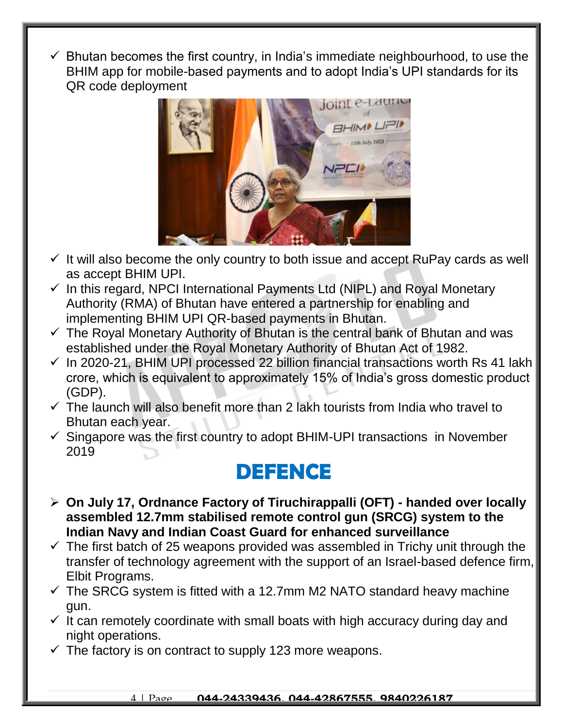- ✓ Bhutan becomes the first country, in India's immediate neighbourhood, to use the BHIM app for mobile-based payments and to adopt India's UPI standards for its QR code deployment
- ✓ It will also become the only country to both issue and accept RuPay cards as well as accept BHIM UPI.
- ✓ In this regard, NPCI International Payments Ltd (NIPL) and Royal Monetary Authority (RMA) of Bhutan have entered a partnership for enabling and implementing BHIM UPI QR-based payments in Bhutan.
- ✓ The Royal Monetary Authority of Bhutan is the central bank of Bhutan and was established under the Royal Monetary Authority of Bhutan Act of 1982.
- ✓ In 2020-21, BHIM UPI processed 22 billion financial transactions worth Rs 41 lakh crore, which is equivalent to approximately 15% of India's gross domestic product (GDP).
- ✓ The launch will also benefit more than 2 lakh tourists from India who travel to Bhutan each year.
- ✓ Singapore was the first country to adopt BHIM-UPI transactions in November 2019

# DEFENCE

- **On July 17, Ordnance Factory of Tiruchirappalli (OFT) - handed over locally assembled 12.7mm stabilised remote control gun (SRCG) system to the Indian Navy and Indian Coast Guard for enhanced surveillance**
- ✓ The first batch of 25 weapons provided was assembled in Trichy unit through the transfer of technology agreement with the support of an Israel-based defence firm, Elbit Programs.
- ✓ The SRCG system is fitted with a 12.7mm M2 NATO standard heavy machine gun.
- ✓ It can remotely coordinate with small boats with high accuracy during day and night operations.
- ✓ The factory is on contract to supply 123 more weapons.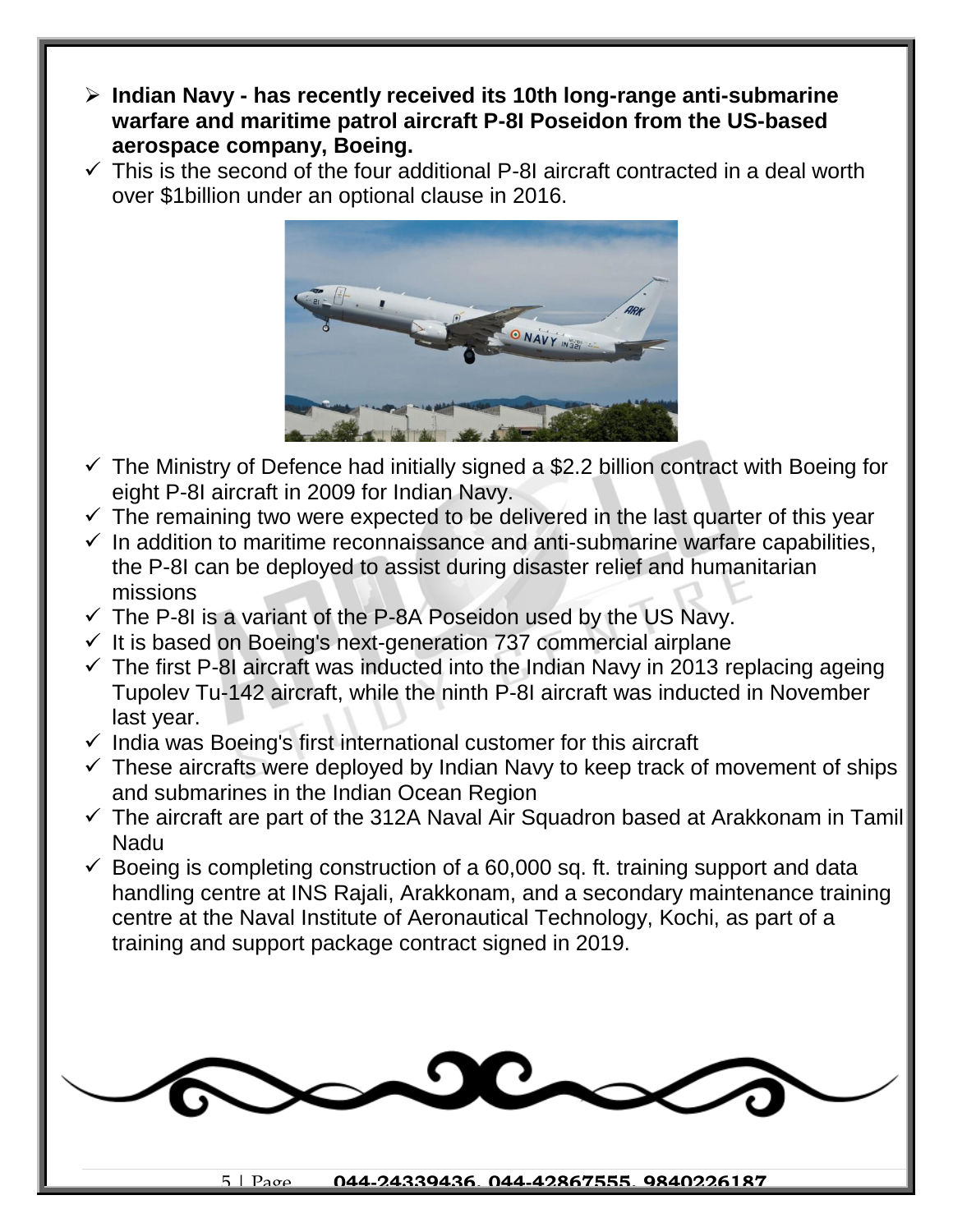- **Indian Navy - has recently received its 10th long-range anti-submarine warfare and maritime patrol aircraft P-8I Poseidon from the US-based aerospace company, Boeing.**
  - This is the second of the four additional P-8I aircraft contracted in a deal worth over $1billion under an optional clause in 2016.
  - The Ministry of Defence had initially signed a $2.2 billion contract with Boeing for eight P-8I aircraft in 2009 for Indian Navy.
  - The remaining two were expected to be delivered in the last quarter of this year
  - In addition to maritime reconnaissance and anti-submarine warfare capabilities, the P-8I can be deployed to assist during disaster relief and humanitarian missions
  - The P-8I is a variant of the P-8A Poseidon used by the US Navy.
  - It is based on Boeing's next-generation 737 commercial airplane
  - The first P-8I aircraft was inducted into the Indian Navy in 2013 replacing ageing Tupolev Tu-142 aircraft, while the ninth P-8I aircraft was inducted in November last year.
  - India was Boeing's first international customer for this aircraft
  - These aircrafts were deployed by Indian Navy to keep track of movement of ships and submarines in the Indian Ocean Region
  - The aircraft are part of the 312A Naval Air Squadron based at Arakkonam in Tamil Nadu
  - Boeing is completing construction of a 60,000 sq. ft. training support and data handling centre at INS Rajali, Arakkonam, and a secondary maintenance training centre at the Naval Institute of Aeronautical Technology, Kochi, as part of a training and support package contract signed in 2019.